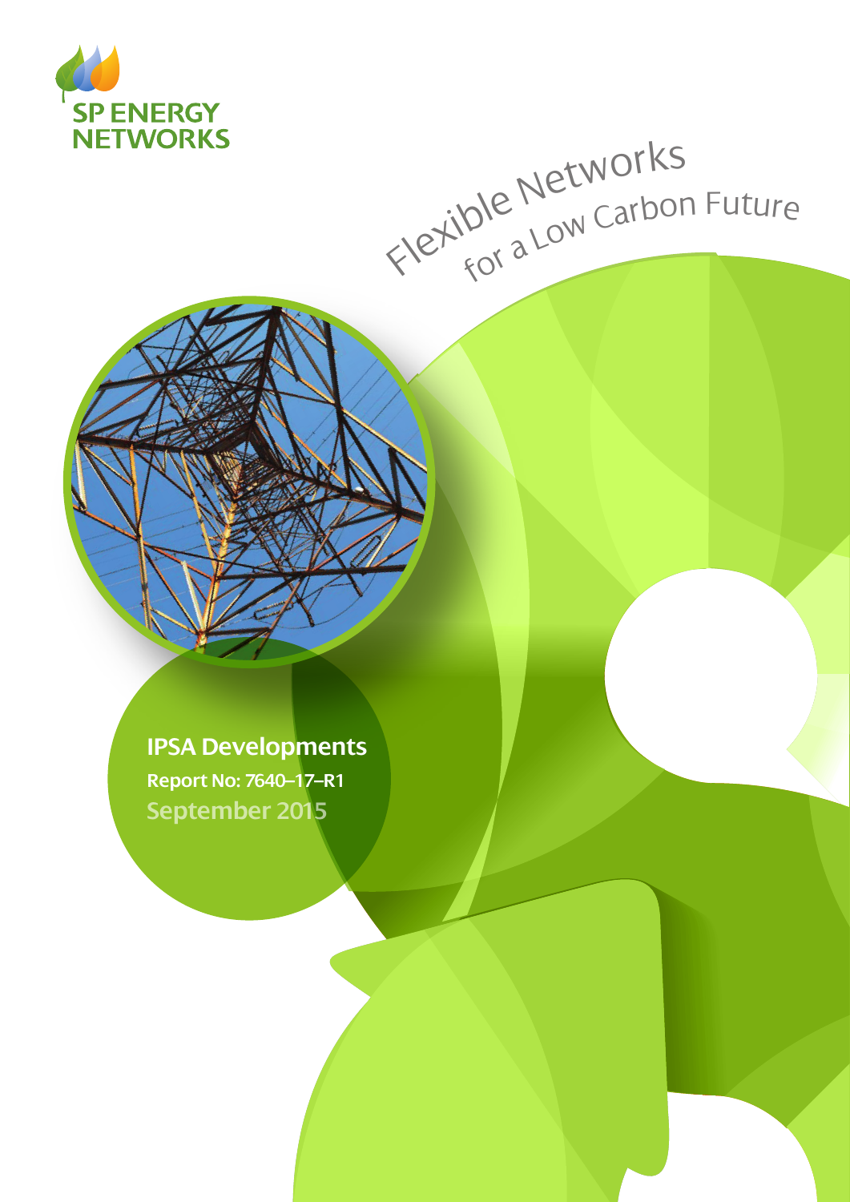SP ENERGY NETWORKS

Flexible Networks for a Low Carbon Future

# IPSA Developments

**Report No: 7640–17–R1**

September 2015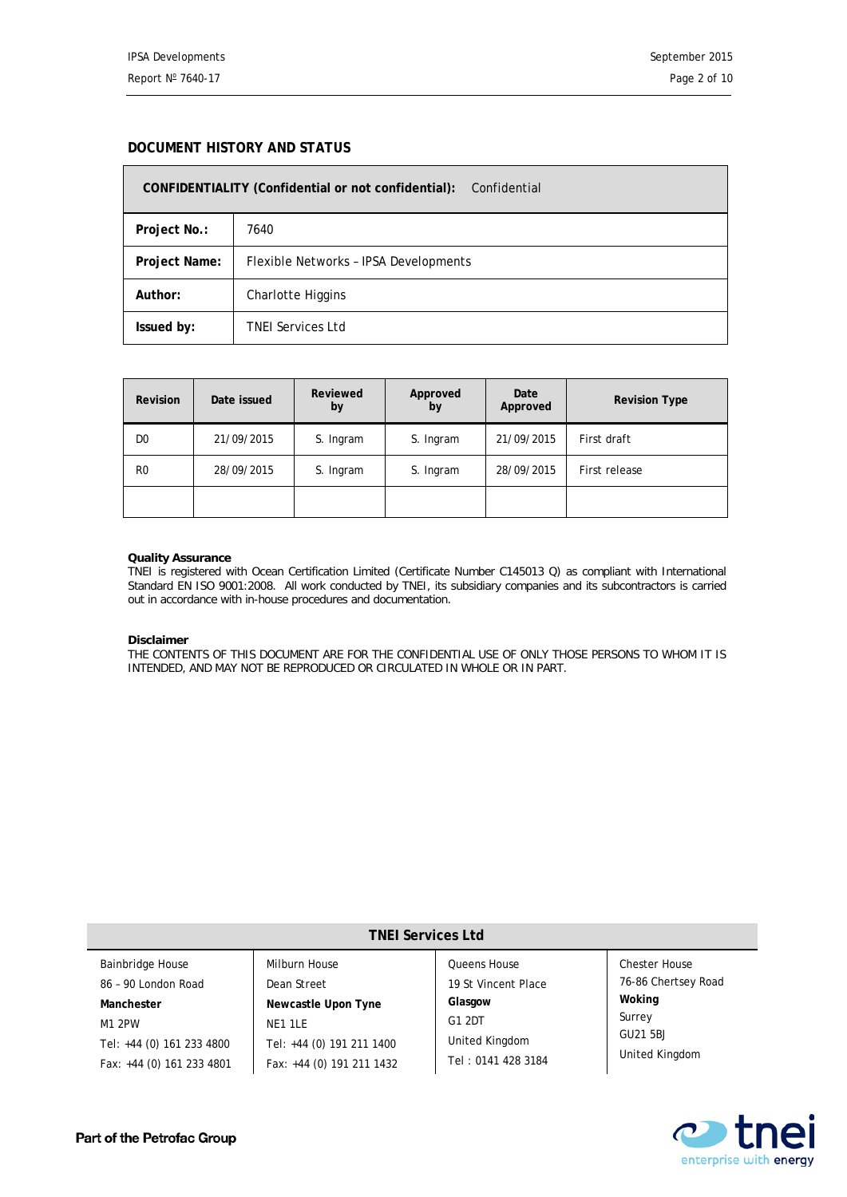## DOCUMENT HISTORY AND STATUS

| **CONFIDENTIALITY (Confidential or not confidential):** | Confidential |
|---|---|
| **Project No.:** | 7640 |
| **Project Name:** | Flexible Networks – IPSA Developments |
| **Author:** | Charlotte Higgins |
| **Issued by:** | TNEI Services Ltd |

| Revision | Date issued | Reviewed by | Approved by | Date Approved | Revision Type |
|---|---|---|---|---|---|
| D0 | 21/09/2015 | S. Ingram | S. Ingram | 21/09/2015 | First draft |
| R0 | 28/09/2015 | S. Ingram | S. Ingram | 28/09/2015 | First release |
| | | | | | |

**Quality Assurance**
TNEI is registered with Ocean Certification Limited (Certificate Number C145013 Q) as compliant with International Standard EN ISO 9001:2008. All work conducted by TNEI, its subsidiary companies and its subcontractors is carried out in accordance with in-house procedures and documentation.

**Disclaimer**
THE CONTENTS OF THIS DOCUMENT ARE FOR THE CONFIDENTIAL USE OF ONLY THOSE PERSONS TO WHOM IT IS INTENDED, AND MAY NOT BE REPRODUCED OR CIRCULATED IN WHOLE OR IN PART.

**TNEI Services Ltd**

| | | | |
|---|---|---|---|
| Bainbridge House | Milburn House | Queens House | Chester House |
| 86 – 90 London Road | Dean Street | 19 St Vincent Place | 76-86 Chertsey Road |
| **Manchester** | **Newcastle Upon Tyne** | **Glasgow** | **Woking** |
| M1 2PW | NE1 1LE | G1 2DT | Surrey |
| Tel: +44 (0) 161 233 4800 | Tel: +44 (0) 191 211 1400 | United Kingdom | GU21 5BJ |
| Fax: +44 (0) 161 233 4801 | Fax: +44 (0) 191 211 1432 | Tel : 0141 428 3184 | United Kingdom |

Part of the Petrofac Group

tnei enterprise with energy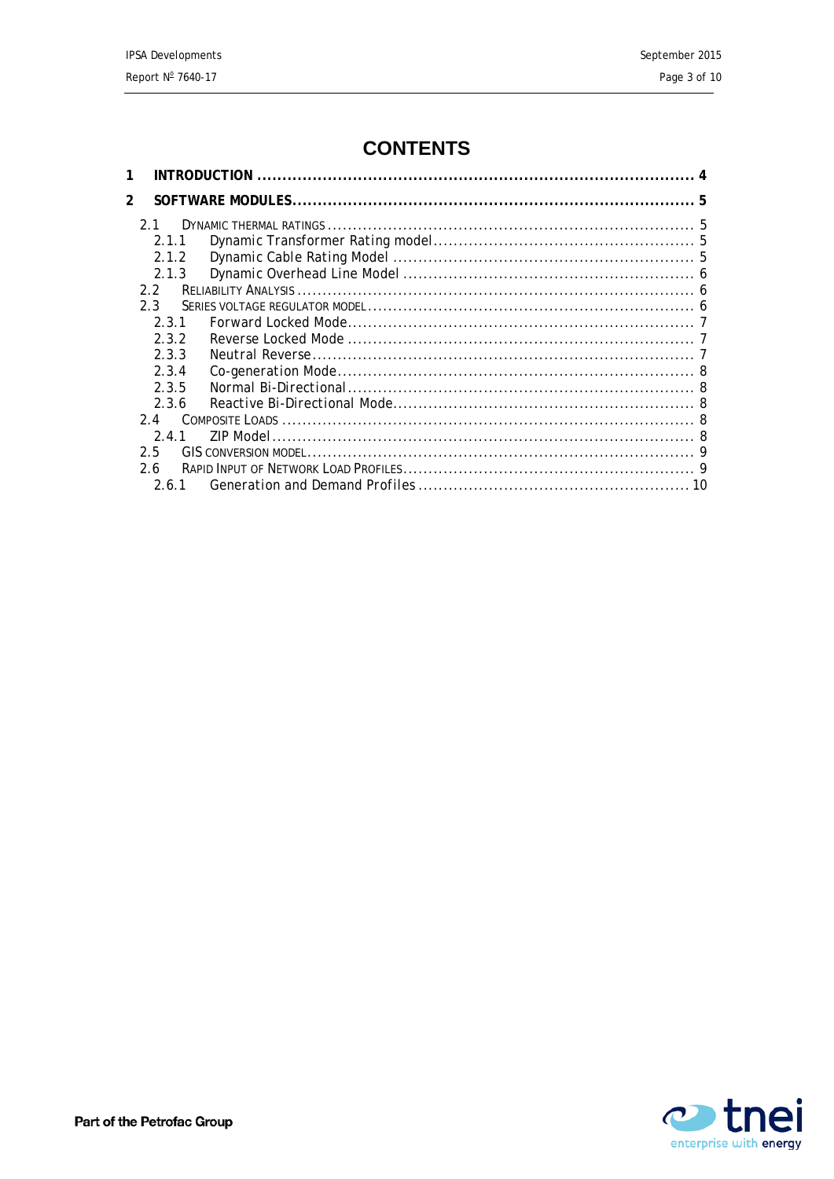# CONTENTS

**1 INTRODUCTION .......................................................................................... 4**

**2 SOFTWARE MODULES................................................................................... 5**

- 2.1 DYNAMIC THERMAL RATINGS ........................................................................... 5
  - 2.1.1 Dynamic Transformer Rating model ..................................................... 5
  - 2.1.2 Dynamic Cable Rating Model ............................................................ 5
  - 2.1.3 Dynamic Overhead Line Model .......................................................... 6
- 2.2 RELIABILITY ANALYSIS ................................................................................. 6
- 2.3 SERIES VOLTAGE REGULATOR MODEL .................................................................. 6
  - 2.3.1 Forward Locked Mode ..................................................................... 7
  - 2.3.2 Reverse Locked Mode ..................................................................... 7
  - 2.3.3 Neutral Reverse ............................................................................ 7
  - 2.3.4 Co-generation Mode ....................................................................... 8
  - 2.3.5 Normal Bi-Directional ..................................................................... 8
  - 2.3.6 Reactive Bi-Directional Mode ............................................................ 8
- 2.4 COMPOSITE LOADS ..................................................................................... 8
  - 2.4.1 ZIP Model ................................................................................... 8
- 2.5 GIS CONVERSION MODEL ............................................................................... 9
- 2.6 RAPID INPUT OF NETWORK LOAD PROFILES ......................................................... 9
  - 2.6.1 Generation and Demand Profiles ...................................................... 10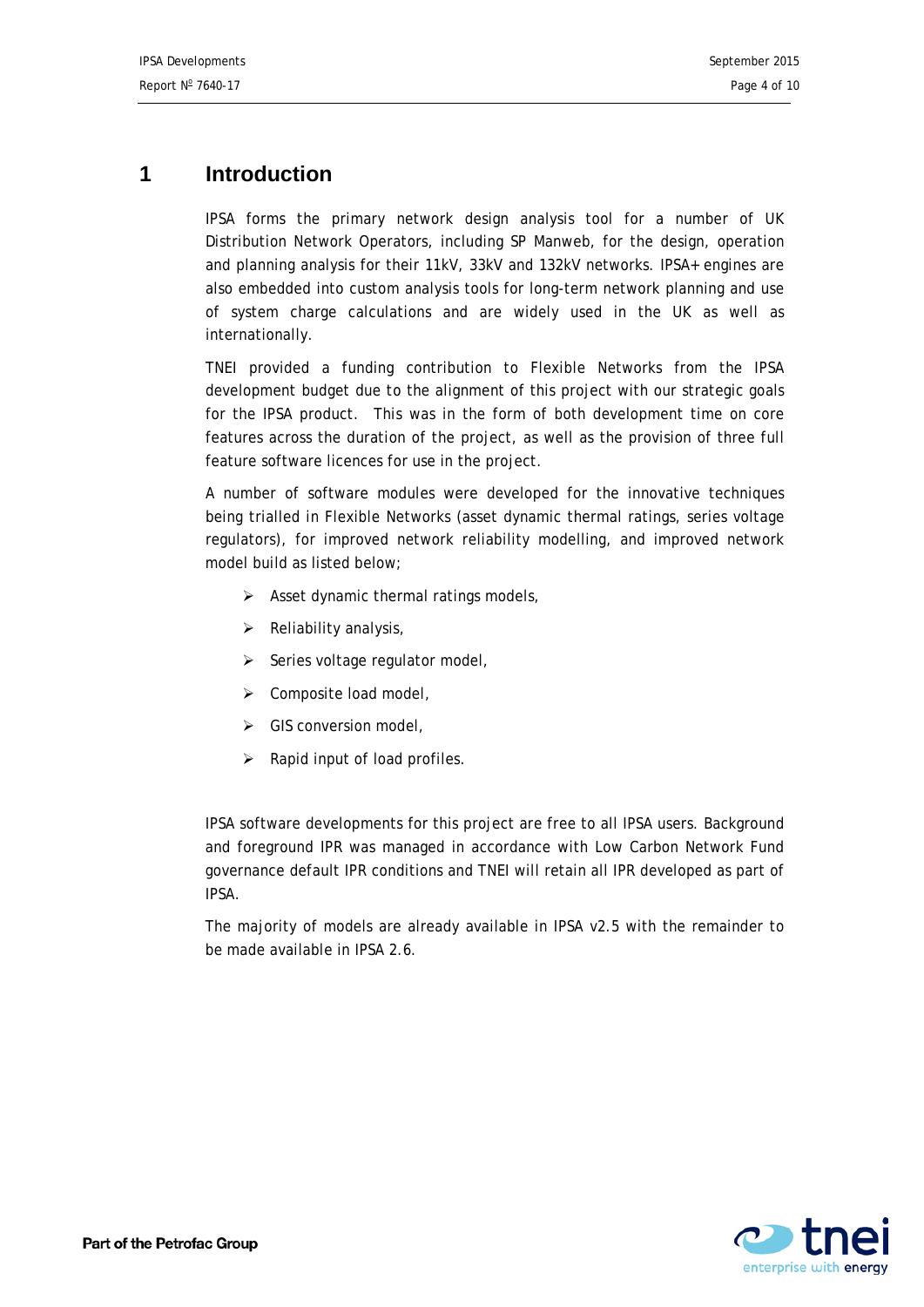# 1 Introduction

IPSA forms the primary network design analysis tool for a number of UK Distribution Network Operators, including SP Manweb, for the design, operation and planning analysis for their 11kV, 33kV and 132kV networks. IPSA+ engines are also embedded into custom analysis tools for long-term network planning and use of system charge calculations and are widely used in the UK as well as internationally.

TNEI provided a funding contribution to Flexible Networks from the IPSA development budget due to the alignment of this project with our strategic goals for the IPSA product. This was in the form of both development time on core features across the duration of the project, as well as the provision of three full feature software licences for use in the project.

A number of software modules were developed for the innovative techniques being trialled in Flexible Networks (asset dynamic thermal ratings, series voltage regulators), for improved network reliability modelling, and improved network model build as listed below;

- Asset dynamic thermal ratings models,
- Reliability analysis,
- Series voltage regulator model,
- Composite load model,
- GIS conversion model,
- Rapid input of load profiles.

IPSA software developments for this project are free to all IPSA users. Background and foreground IPR was managed in accordance with Low Carbon Network Fund governance default IPR conditions and TNEI will retain all IPR developed as part of IPSA.

The majority of models are already available in IPSA v2.5 with the remainder to be made available in IPSA 2.6.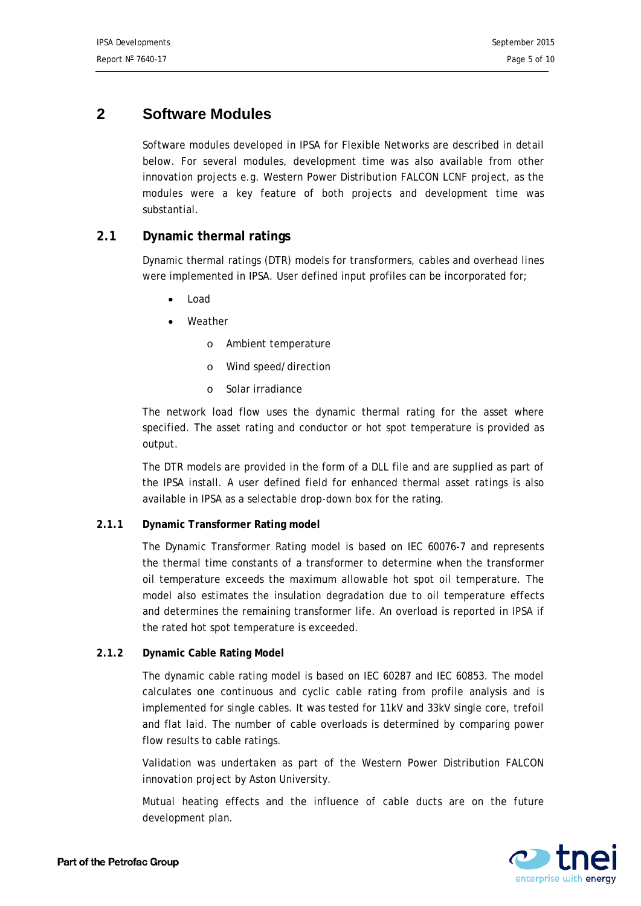# 2 Software Modules

Software modules developed in IPSA for Flexible Networks are described in detail below. For several modules, development time was also available from other innovation projects e.g. Western Power Distribution FALCON LCNF project, as the modules were a key feature of both projects and development time was substantial.

## 2.1 Dynamic thermal ratings

Dynamic thermal ratings (DTR) models for transformers, cables and overhead lines were implemented in IPSA. User defined input profiles can be incorporated for;

- Load
- Weather
  - Ambient temperature
  - Wind speed/direction
  - Solar irradiance

The network load flow uses the dynamic thermal rating for the asset where specified. The asset rating and conductor or hot spot temperature is provided as output.

The DTR models are provided in the form of a DLL file and are supplied as part of the IPSA install. A user defined field for enhanced thermal asset ratings is also available in IPSA as a selectable drop-down box for the rating.

### 2.1.1 Dynamic Transformer Rating model

The Dynamic Transformer Rating model is based on IEC 60076-7 and represents the thermal time constants of a transformer to determine when the transformer oil temperature exceeds the maximum allowable hot spot oil temperature. The model also estimates the insulation degradation due to oil temperature effects and determines the remaining transformer life. An overload is reported in IPSA if the rated hot spot temperature is exceeded.

### 2.1.2 Dynamic Cable Rating Model

The dynamic cable rating model is based on IEC 60287 and IEC 60853. The model calculates one continuous and cyclic cable rating from profile analysis and is implemented for single cables. It was tested for 11kV and 33kV single core, trefoil and flat laid. The number of cable overloads is determined by comparing power flow results to cable ratings.

Validation was undertaken as part of the Western Power Distribution FALCON innovation project by Aston University.

Mutual heating effects and the influence of cable ducts are on the future development plan.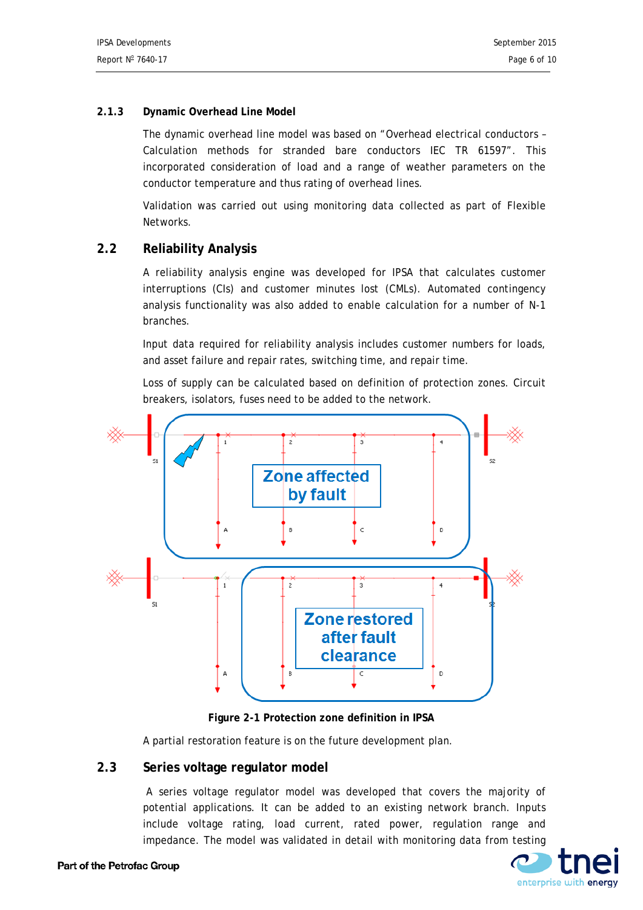### 2.1.3 Dynamic Overhead Line Model

The dynamic overhead line model was based on "Overhead electrical conductors – Calculation methods for stranded bare conductors IEC TR 61597". This incorporated consideration of load and a range of weather parameters on the conductor temperature and thus rating of overhead lines.

Validation was carried out using monitoring data collected as part of Flexible Networks.

## 2.2 Reliability Analysis

A reliability analysis engine was developed for IPSA that calculates customer interruptions (CIs) and customer minutes lost (CMLs). Automated contingency analysis functionality was also added to enable calculation for a number of N-1 branches.

Input data required for reliability analysis includes customer numbers for loads, and asset failure and repair rates, switching time, and repair time.

Loss of supply can be calculated based on definition of protection zones. Circuit breakers, isolators, fuses need to be added to the network.

**Figure 2-1 Protection zone definition in IPSA**

A partial restoration feature is on the future development plan.

## 2.3 Series voltage regulator model

A series voltage regulator model was developed that covers the majority of potential applications. It can be added to an existing network branch. Inputs include voltage rating, load current, rated power, regulation range and impedance. The model was validated in detail with monitoring data from testing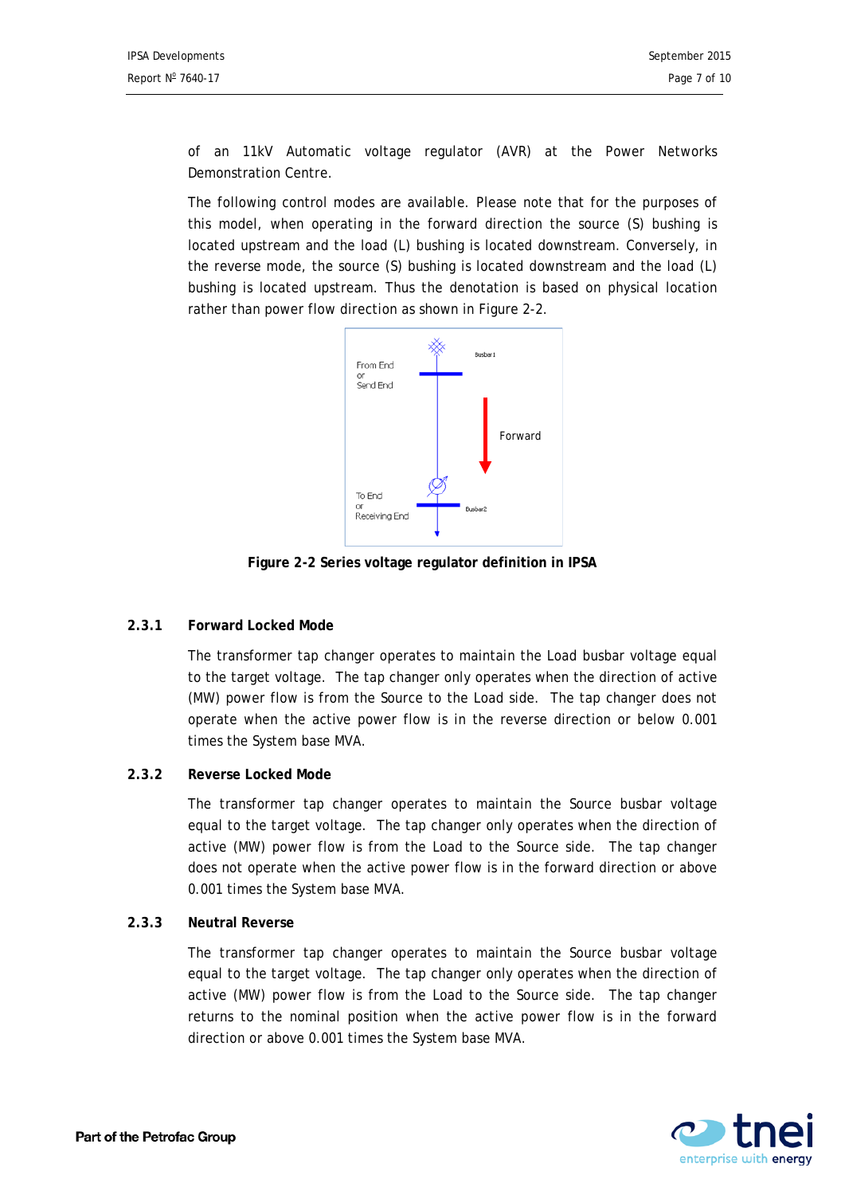of an 11kV Automatic voltage regulator (AVR) at the Power Networks Demonstration Centre.

The following control modes are available. Please note that for the purposes of this model, when operating in the forward direction the source (S) bushing is located upstream and the load (L) bushing is located downstream. Conversely, in the reverse mode, the source (S) bushing is located downstream and the load (L) bushing is located upstream. Thus the denotation is based on physical location rather than power flow direction as shown in Figure 2-2.

**Figure 2-2 Series voltage regulator definition in IPSA**

### 2.3.1 Forward Locked Mode

The transformer tap changer operates to maintain the Load busbar voltage equal to the target voltage. The tap changer only operates when the direction of active (MW) power flow is from the Source to the Load side. The tap changer does not operate when the active power flow is in the reverse direction or below 0.001 times the System base MVA.

### 2.3.2 Reverse Locked Mode

The transformer tap changer operates to maintain the Source busbar voltage equal to the target voltage. The tap changer only operates when the direction of active (MW) power flow is from the Load to the Source side. The tap changer does not operate when the active power flow is in the forward direction or above 0.001 times the System base MVA.

### 2.3.3 Neutral Reverse

The transformer tap changer operates to maintain the Source busbar voltage equal to the target voltage. The tap changer only operates when the direction of active (MW) power flow is from the Load to the Source side. The tap changer returns to the nominal position when the active power flow is in the forward direction or above 0.001 times the System base MVA.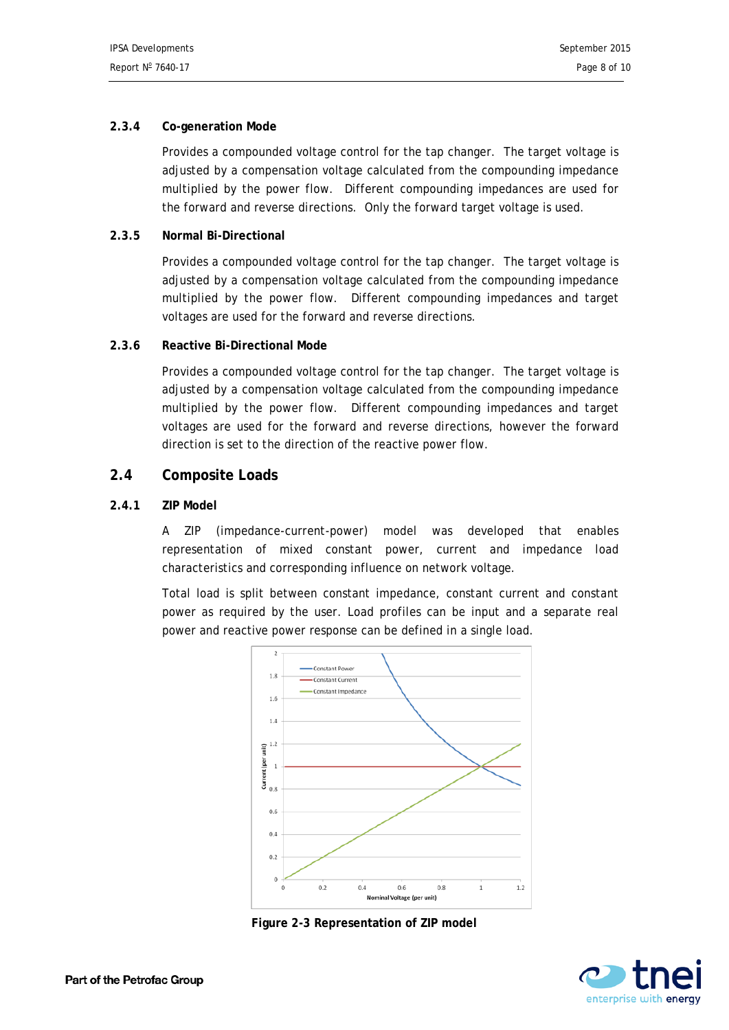### 2.3.4 Co-generation Mode

Provides a compounded voltage control for the tap changer. The target voltage is adjusted by a compensation voltage calculated from the compounding impedance multiplied by the power flow. Different compounding impedances are used for the forward and reverse directions. Only the forward target voltage is used.

### 2.3.5 Normal Bi-Directional

Provides a compounded voltage control for the tap changer. The target voltage is adjusted by a compensation voltage calculated from the compounding impedance multiplied by the power flow. Different compounding impedances and target voltages are used for the forward and reverse directions.

### 2.3.6 Reactive Bi-Directional Mode

Provides a compounded voltage control for the tap changer. The target voltage is adjusted by a compensation voltage calculated from the compounding impedance multiplied by the power flow. Different compounding impedances and target voltages are used for the forward and reverse directions, however the forward direction is set to the direction of the reactive power flow.

## 2.4 Composite Loads

### 2.4.1 ZIP Model

A ZIP (impedance-current-power) model was developed that enables representation of mixed constant power, current and impedance load characteristics and corresponding influence on network voltage.

Total load is split between constant impedance, constant current and constant power as required by the user. Load profiles can be input and a separate real power and reactive power response can be defined in a single load.

**Figure 2-3 Representation of ZIP model**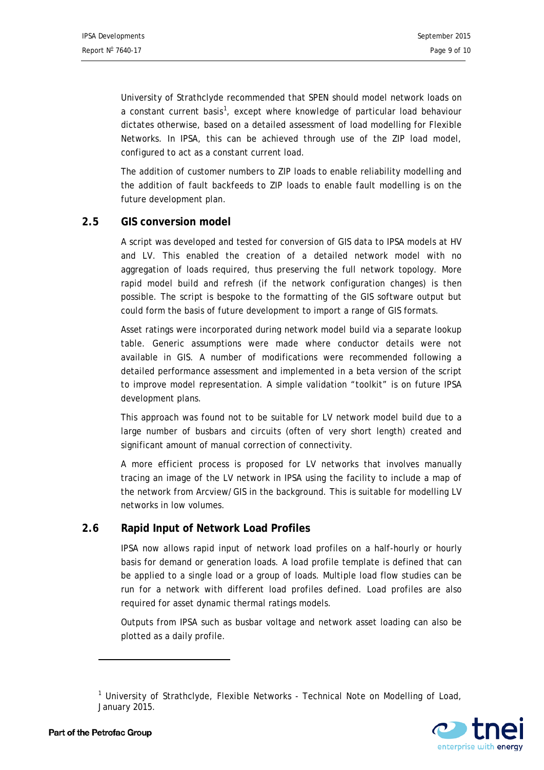University of Strathclyde recommended that SPEN should model network loads on a constant current basis[1], except where knowledge of particular load behaviour dictates otherwise, based on a detailed assessment of load modelling for Flexible Networks. In IPSA, this can be achieved through use of the ZIP load model, configured to act as a constant current load.

The addition of customer numbers to ZIP loads to enable reliability modelling and the addition of fault backfeeds to ZIP loads to enable fault modelling is on the future development plan.

## 2.5 GIS conversion model

A script was developed and tested for conversion of GIS data to IPSA models at HV and LV. This enabled the creation of a detailed network model with no aggregation of loads required, thus preserving the full network topology. More rapid model build and refresh (if the network configuration changes) is then possible. The script is bespoke to the formatting of the GIS software output but could form the basis of future development to import a range of GIS formats.

Asset ratings were incorporated during network model build via a separate lookup table. Generic assumptions were made where conductor details were not available in GIS. A number of modifications were recommended following a detailed performance assessment and implemented in a beta version of the script to improve model representation. A simple validation "toolkit" is on future IPSA development plans.

This approach was found not to be suitable for LV network model build due to a large number of busbars and circuits (often of very short length) created and significant amount of manual correction of connectivity.

A more efficient process is proposed for LV networks that involves manually tracing an image of the LV network in IPSA using the facility to include a map of the network from Arcview/GIS in the background. This is suitable for modelling LV networks in low volumes.

## 2.6 Rapid Input of Network Load Profiles

IPSA now allows rapid input of network load profiles on a half-hourly or hourly basis for demand or generation loads. A load profile template is defined that can be applied to a single load or a group of loads. Multiple load flow studies can be run for a network with different load profiles defined. Load profiles are also required for asset dynamic thermal ratings models.

Outputs from IPSA such as busbar voltage and network asset loading can also be plotted as a daily profile.

---

[1] University of Strathclyde, Flexible Networks - Technical Note on Modelling of Load, January 2015.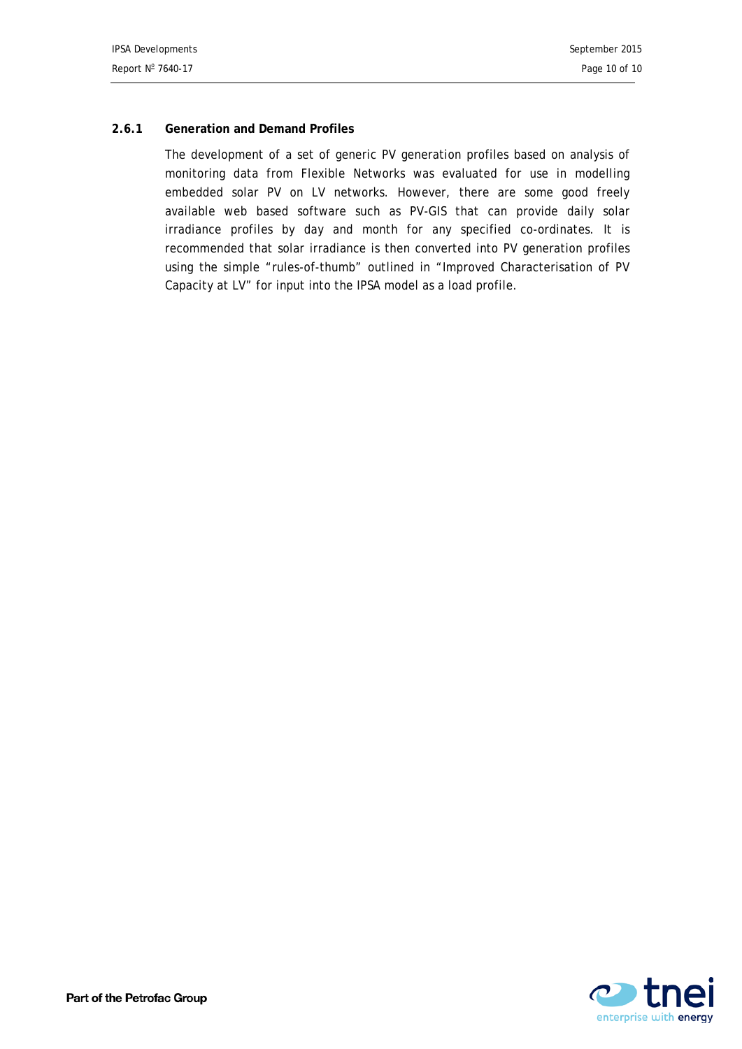#### 2.6.1 Generation and Demand Profiles

The development of a set of generic PV generation profiles based on analysis of monitoring data from Flexible Networks was evaluated for use in modelling embedded solar PV on LV networks. However, there are some good freely available web based software such as PV-GIS that can provide daily solar irradiance profiles by day and month for any specified co-ordinates. It is recommended that solar irradiance is then converted into PV generation profiles using the simple "rules-of-thumb" outlined in "Improved Characterisation of PV Capacity at LV" for input into the IPSA model as a load profile.